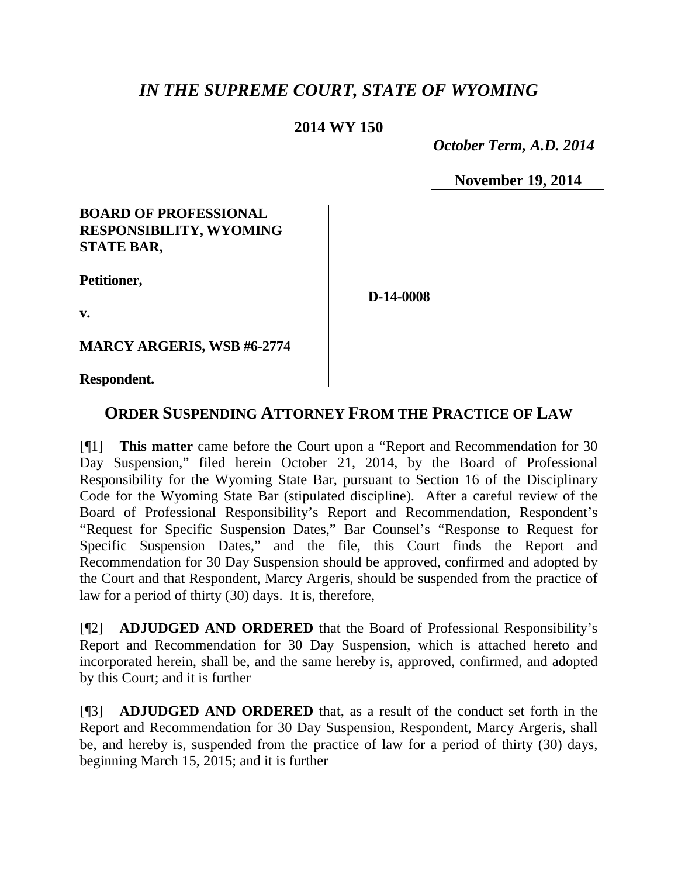# *IN THE SUPREME COURT, STATE OF WYOMING*

**2014 WY 150**

*October Term, A.D. 2014*

**November 19, 2014**

**BOARD OF PROFESSIONAL RESPONSIBILITY, WYOMING STATE BAR,**

**Petitioner,**

**v.**

**MARCY ARGERIS, WSB #6-2774**

**Respondent.**

**D-14-0008**

## ORDER SUSPENDING ATTORNEY FROM THE PRACTICE OF LAW

[¶1] **This matter** came before the Court upon a "Report and Recommendation for 30 Day Suspension," filed herein October 21, 2014, by the Board of Professional Responsibility for the Wyoming State Bar, pursuant to Section 16 of the Disciplinary Code for the Wyoming State Bar (stipulated discipline). After a careful review of the Board of Professional Responsibility's Report and Recommendation, Respondent's "Request for Specific Suspension Dates," Bar Counsel's "Response to Request for Specific Suspension Dates," and the file, this Court finds the Report and Recommendation for 30 Day Suspension should be approved, confirmed and adopted by the Court and that Respondent, Marcy Argeris, should be suspended from the practice of law for a period of thirty (30) days. It is, therefore,

[¶2] **ADJUDGED AND ORDERED** that the Board of Professional Responsibility's Report and Recommendation for 30 Day Suspension, which is attached hereto and incorporated herein, shall be, and the same hereby is, approved, confirmed, and adopted by this Court; and it is further

[¶3] **ADJUDGED AND ORDERED** that, as a result of the conduct set forth in the Report and Recommendation for 30 Day Suspension, Respondent, Marcy Argeris, shall be, and hereby is, suspended from the practice of law for a period of thirty (30) days, beginning March 15, 2015; and it is further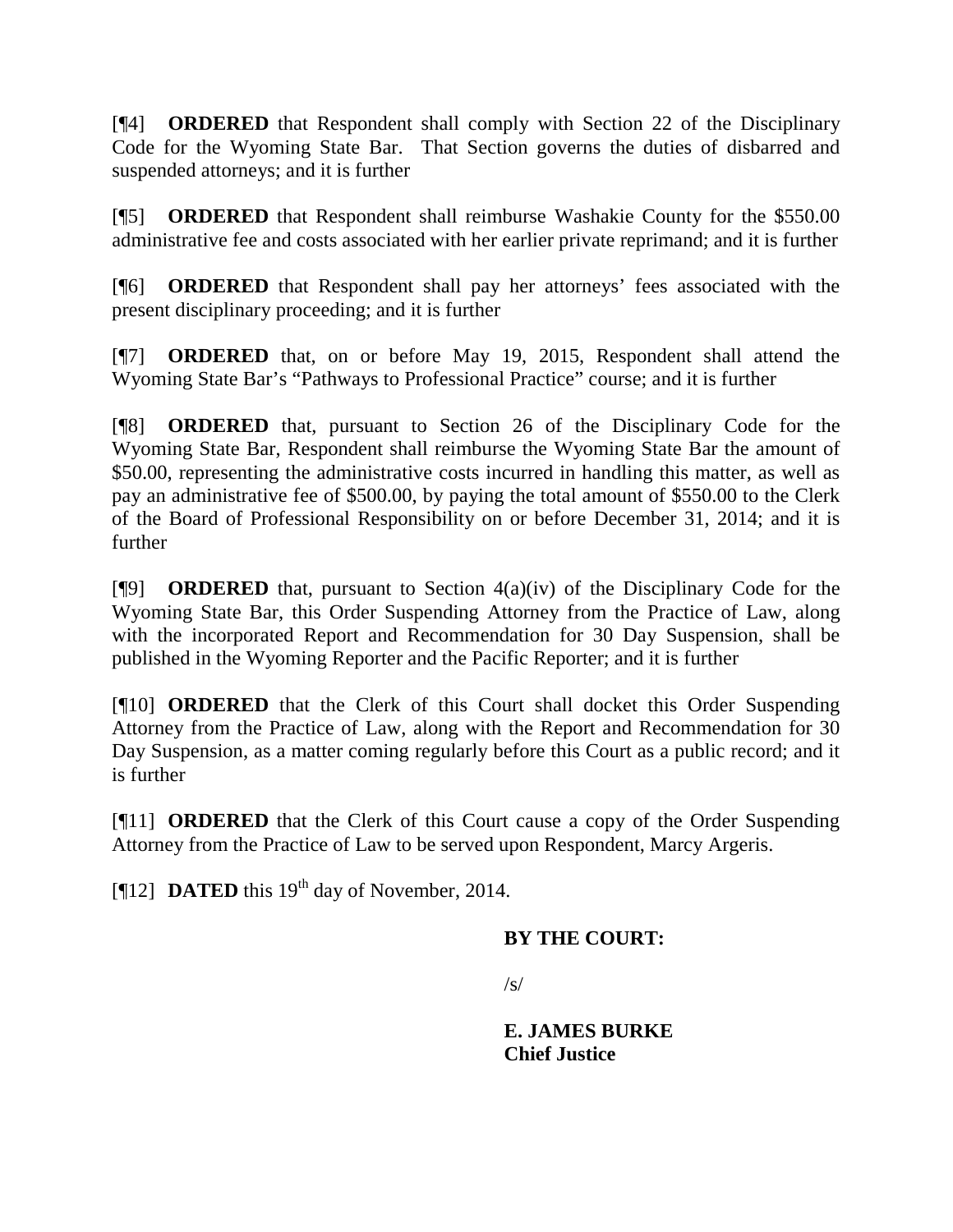[¶4] **ORDERED** that Respondent shall comply with Section 22 of the Disciplinary Code for the Wyoming State Bar. That Section governs the duties of disbarred and suspended attorneys; and it is further

[¶5] **ORDERED** that Respondent shall reimburse Washakie County for the $550.00 administrative fee and costs associated with her earlier private reprimand; and it is further

[¶6] **ORDERED** that Respondent shall pay her attorneys' fees associated with the present disciplinary proceeding; and it is further

[¶7] **ORDERED** that, on or before May 19, 2015, Respondent shall attend the Wyoming State Bar's "Pathways to Professional Practice" course; and it is further

[¶8] **ORDERED** that, pursuant to Section 26 of the Disciplinary Code for the Wyoming State Bar, Respondent shall reimburse the Wyoming State Bar the amount of $50.00, representing the administrative costs incurred in handling this matter, as well as pay an administrative fee of $500.00, by paying the total amount of $550.00 to the Clerk of the Board of Professional Responsibility on or before December 31, 2014; and it is further

[¶9] **ORDERED** that, pursuant to Section 4(a)(iv) of the Disciplinary Code for the Wyoming State Bar, this Order Suspending Attorney from the Practice of Law, along with the incorporated Report and Recommendation for 30 Day Suspension, shall be published in the Wyoming Reporter and the Pacific Reporter; and it is further

[¶10] **ORDERED** that the Clerk of this Court shall docket this Order Suspending Attorney from the Practice of Law, along with the Report and Recommendation for 30 Day Suspension, as a matter coming regularly before this Court as a public record; and it is further

[¶11] **ORDERED** that the Clerk of this Court cause a copy of the Order Suspending Attorney from the Practice of Law to be served upon Respondent, Marcy Argeris.

[¶12] **DATED** this 19th day of November, 2014.

**BY THE COURT:**

/s/

**E. JAMES BURKE**
**Chief Justice**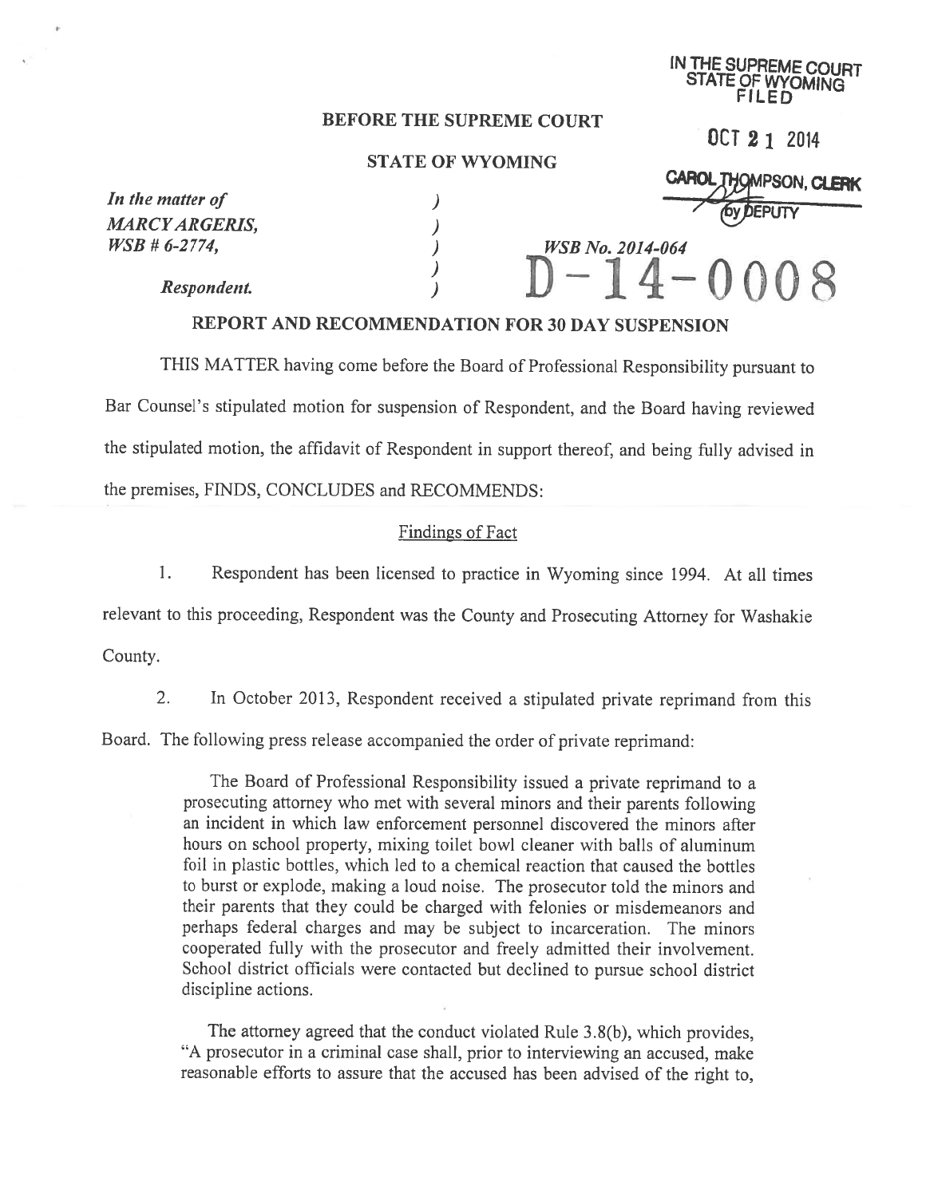IN THE SUPREME COURT
STATE OF WYOMING
FILED

OCT 21 2014

CAROL THOMPSON, CLERK
by DEPUTY

**BEFORE THE SUPREME COURT**

**STATE OF WYOMING**

| | | |
|---|---|---|
| *In the matter of* | ) | |
| *MARCY ARGERIS,* | ) | |
| *WSB # 6-2774,* | ) | *WSB No. 2014-064* |
| | ) | D-14-0008 |
| *Respondent.* | ) | |

**REPORT AND RECOMMENDATION FOR 30 DAY SUSPENSION**

THIS MATTER having come before the Board of Professional Responsibility pursuant to Bar Counsel's stipulated motion for suspension of Respondent, and the Board having reviewed the stipulated motion, the affidavit of Respondent in support thereof, and being fully advised in the premises, FINDS, CONCLUDES and RECOMMENDS:

Findings of Fact

1. Respondent has been licensed to practice in Wyoming since 1994. At all times relevant to this proceeding, Respondent was the County and Prosecuting Attorney for Washakie County.

2. In October 2013, Respondent received a stipulated private reprimand from this Board. The following press release accompanied the order of private reprimand:

> The Board of Professional Responsibility issued a private reprimand to a prosecuting attorney who met with several minors and their parents following an incident in which law enforcement personnel discovered the minors after hours on school property, mixing toilet bowl cleaner with balls of aluminum foil in plastic bottles, which led to a chemical reaction that caused the bottles to burst or explode, making a loud noise. The prosecutor told the minors and their parents that they could be charged with felonies or misdemeanors and perhaps federal charges and may be subject to incarceration. The minors cooperated fully with the prosecutor and freely admitted their involvement. School district officials were contacted but declined to pursue school district discipline actions.
>
> The attorney agreed that the conduct violated Rule 3.8(b), which provides, "A prosecutor in a criminal case shall, prior to interviewing an accused, make reasonable efforts to assure that the accused has been advised of the right to,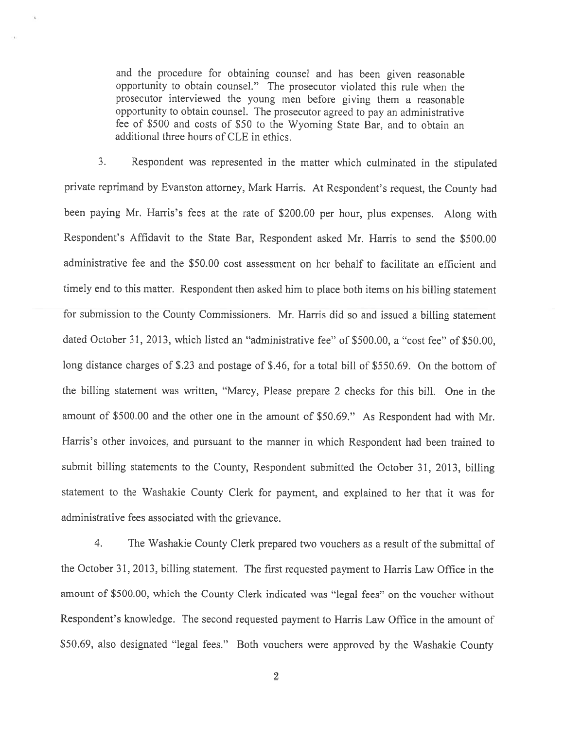and the procedure for obtaining counsel and has been given reasonable opportunity to obtain counsel." The prosecutor violated this rule when the prosecutor interviewed the young men before giving them a reasonable opportunity to obtain counsel. The prosecutor agreed to pay an administrative fee of $500 and costs of $50 to the Wyoming State Bar, and to obtain an additional three hours of CLE in ethics.

3. Respondent was represented in the matter which culminated in the stipulated private reprimand by Evanston attorney, Mark Harris. At Respondent's request, the County had been paying Mr. Harris's fees at the rate of $200.00 per hour, plus expenses. Along with Respondent's Affidavit to the State Bar, Respondent asked Mr. Harris to send the $500.00 administrative fee and the $50.00 cost assessment on her behalf to facilitate an efficient and timely end to this matter. Respondent then asked him to place both items on his billing statement for submission to the County Commissioners. Mr. Harris did so and issued a billing statement dated October 31, 2013, which listed an "administrative fee" of $500.00, a "cost fee" of $50.00, long distance charges of $.23 and postage of $.46, for a total bill of $550.69. On the bottom of the billing statement was written, "Marcy, Please prepare 2 checks for this bill. One in the amount of $500.00 and the other one in the amount of $50.69." As Respondent had with Mr. Harris's other invoices, and pursuant to the manner in which Respondent had been trained to submit billing statements to the County, Respondent submitted the October 31, 2013, billing statement to the Washakie County Clerk for payment, and explained to her that it was for administrative fees associated with the grievance.

4. The Washakie County Clerk prepared two vouchers as a result of the submittal of the October 31, 2013, billing statement. The first requested payment to Harris Law Office in the amount of $500.00, which the County Clerk indicated was "legal fees" on the voucher without Respondent's knowledge. The second requested payment to Harris Law Office in the amount of $50.69, also designated "legal fees." Both vouchers were approved by the Washakie County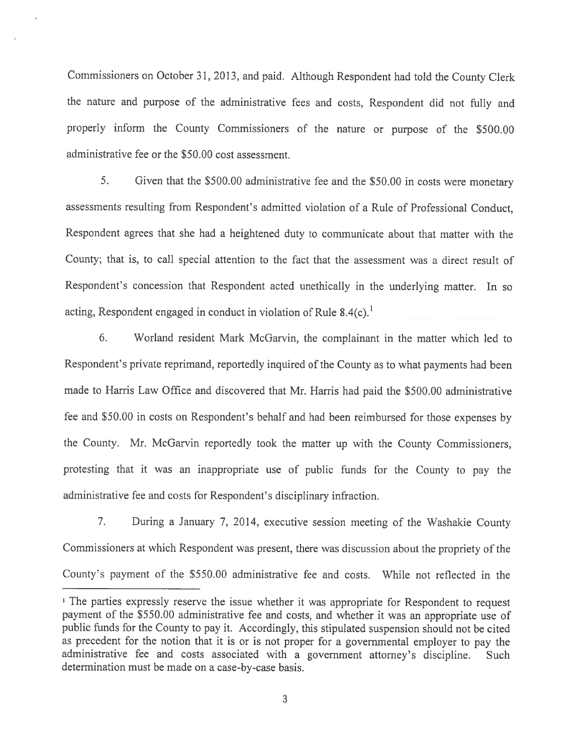Commissioners on October 31, 2013, and paid. Although Respondent had told the County Clerk the nature and purpose of the administrative fees and costs, Respondent did not fully and properly inform the County Commissioners of the nature or purpose of the $500.00 administrative fee or the $50.00 cost assessment.

5. Given that the $500.00 administrative fee and the $50.00 in costs were monetary assessments resulting from Respondent's admitted violation of a Rule of Professional Conduct, Respondent agrees that she had a heightened duty to communicate about that matter with the County; that is, to call special attention to the fact that the assessment was a direct result of Respondent's concession that Respondent acted unethically in the underlying matter. In so acting, Respondent engaged in conduct in violation of Rule 8.4(c).[1]

6. Worland resident Mark McGarvin, the complainant in the matter which led to Respondent's private reprimand, reportedly inquired of the County as to what payments had been made to Harris Law Office and discovered that Mr. Harris had paid the $500.00 administrative fee and $50.00 in costs on Respondent's behalf and had been reimbursed for those expenses by the County. Mr. McGarvin reportedly took the matter up with the County Commissioners, protesting that it was an inappropriate use of public funds for the County to pay the administrative fee and costs for Respondent's disciplinary infraction.

7. During a January 7, 2014, executive session meeting of the Washakie County Commissioners at which Respondent was present, there was discussion about the propriety of the County's payment of the $550.00 administrative fee and costs. While not reflected in the

---

[1] The parties expressly reserve the issue whether it was appropriate for Respondent to request payment of the $550.00 administrative fee and costs, and whether it was an appropriate use of public funds for the County to pay it. Accordingly, this stipulated suspension should not be cited as precedent for the notion that it is or is not proper for a governmental employer to pay the administrative fee and costs associated with a government attorney's discipline. Such determination must be made on a case-by-case basis.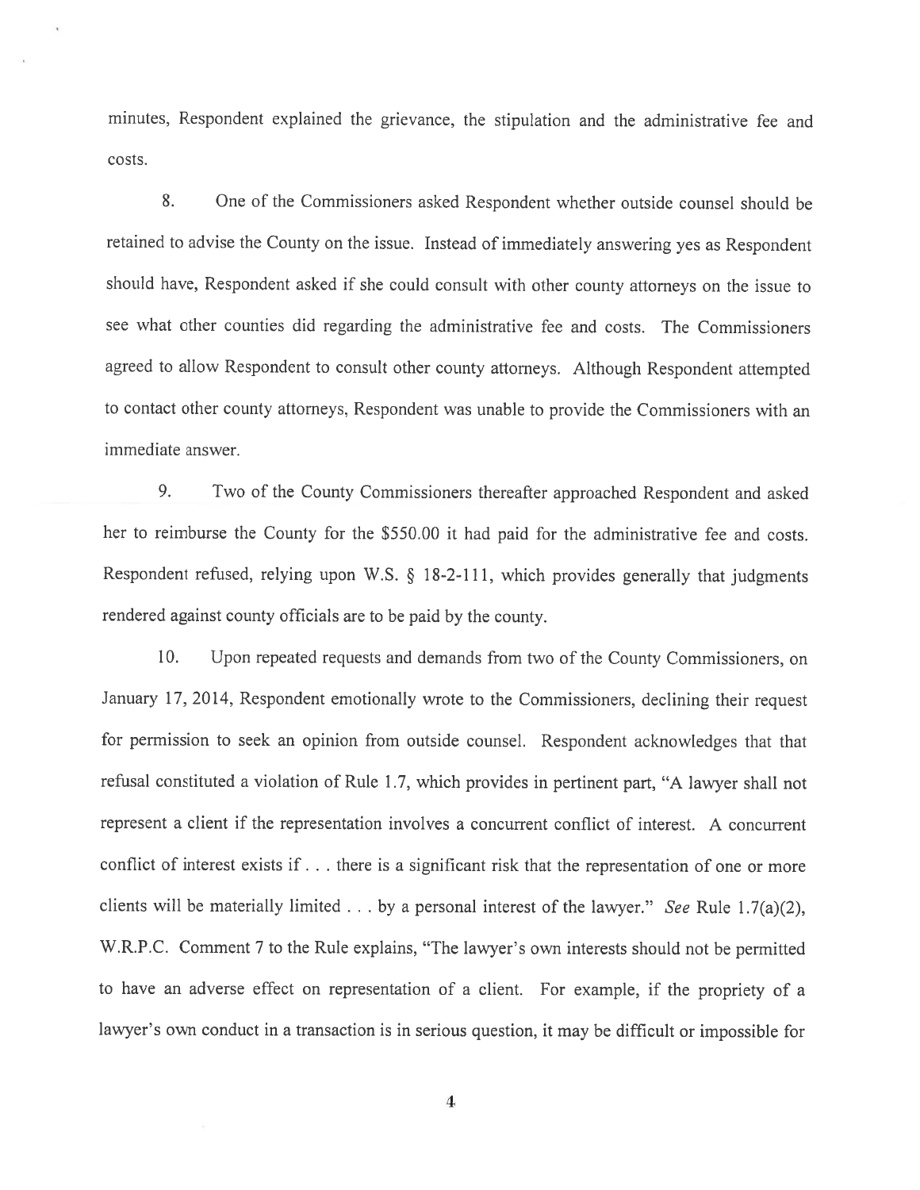minutes, Respondent explained the grievance, the stipulation and the administrative fee and costs.

8. One of the Commissioners asked Respondent whether outside counsel should be retained to advise the County on the issue. Instead of immediately answering yes as Respondent should have, Respondent asked if she could consult with other county attorneys on the issue to see what other counties did regarding the administrative fee and costs. The Commissioners agreed to allow Respondent to consult other county attorneys. Although Respondent attempted to contact other county attorneys, Respondent was unable to provide the Commissioners with an immediate answer.

9. Two of the County Commissioners thereafter approached Respondent and asked her to reimburse the County for the $550.00 it had paid for the administrative fee and costs. Respondent refused, relying upon W.S. § 18-2-111, which provides generally that judgments rendered against county officials are to be paid by the county.

10. Upon repeated requests and demands from two of the County Commissioners, on January 17, 2014, Respondent emotionally wrote to the Commissioners, declining their request for permission to seek an opinion from outside counsel. Respondent acknowledges that that refusal constituted a violation of Rule 1.7, which provides in pertinent part, "A lawyer shall not represent a client if the representation involves a concurrent conflict of interest. A concurrent conflict of interest exists if . . . there is a significant risk that the representation of one or more clients will be materially limited . . . by a personal interest of the lawyer." *See* Rule 1.7(a)(2), W.R.P.C. Comment 7 to the Rule explains, "The lawyer's own interests should not be permitted to have an adverse effect on representation of a client. For example, if the propriety of a lawyer's own conduct in a transaction is in serious question, it may be difficult or impossible for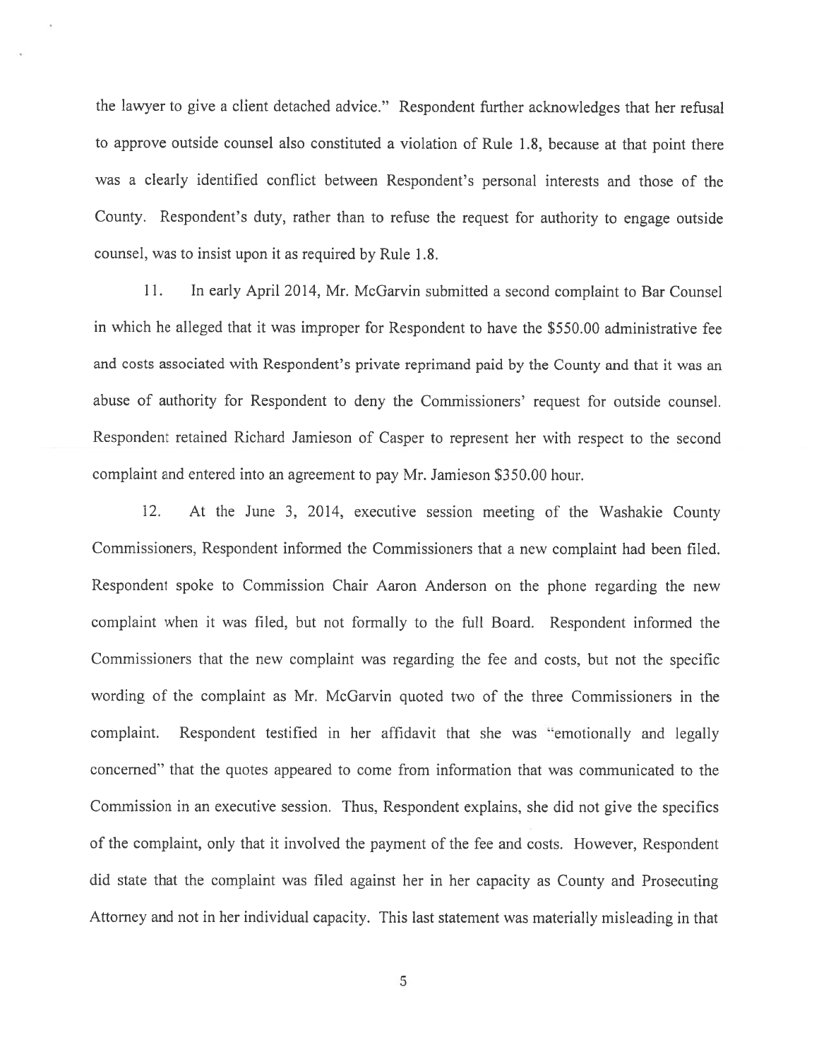the lawyer to give a client detached advice." Respondent further acknowledges that her refusal to approve outside counsel also constituted a violation of Rule 1.8, because at that point there was a clearly identified conflict between Respondent's personal interests and those of the County. Respondent's duty, rather than to refuse the request for authority to engage outside counsel, was to insist upon it as required by Rule 1.8.

11. In early April 2014, Mr. McGarvin submitted a second complaint to Bar Counsel in which he alleged that it was improper for Respondent to have the $550.00 administrative fee and costs associated with Respondent's private reprimand paid by the County and that it was an abuse of authority for Respondent to deny the Commissioners' request for outside counsel. Respondent retained Richard Jamieson of Casper to represent her with respect to the second complaint and entered into an agreement to pay Mr. Jamieson $350.00 hour.

12. At the June 3, 2014, executive session meeting of the Washakie County Commissioners, Respondent informed the Commissioners that a new complaint had been filed. Respondent spoke to Commission Chair Aaron Anderson on the phone regarding the new complaint when it was filed, but not formally to the full Board. Respondent informed the Commissioners that the new complaint was regarding the fee and costs, but not the specific wording of the complaint as Mr. McGarvin quoted two of the three Commissioners in the complaint. Respondent testified in her affidavit that she was "emotionally and legally concerned" that the quotes appeared to come from information that was communicated to the Commission in an executive session. Thus, Respondent explains, she did not give the specifics of the complaint, only that it involved the payment of the fee and costs. However, Respondent did state that the complaint was filed against her in her capacity as County and Prosecuting Attorney and not in her individual capacity. This last statement was materially misleading in that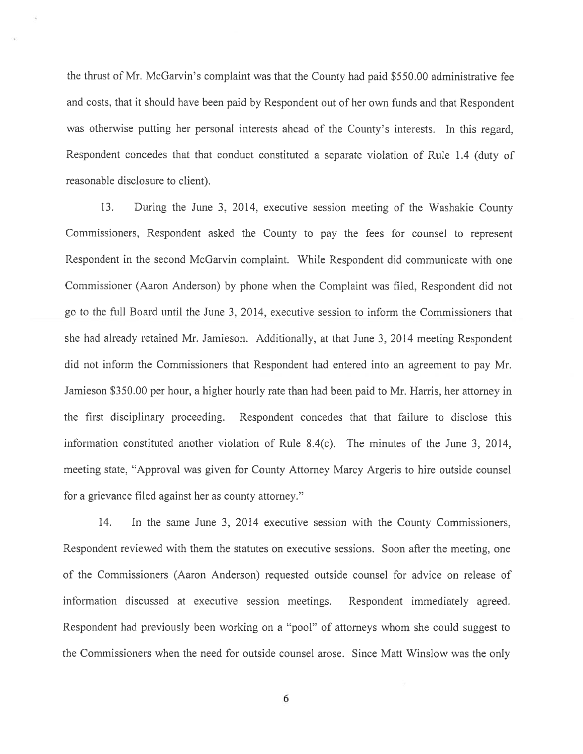the thrust of Mr. McGarvin's complaint was that the County had paid $550.00 administrative fee and costs, that it should have been paid by Respondent out of her own funds and that Respondent was otherwise putting her personal interests ahead of the County's interests. In this regard, Respondent concedes that that conduct constituted a separate violation of Rule 1.4 (duty of reasonable disclosure to client).

13. During the June 3, 2014, executive session meeting of the Washakie County Commissioners, Respondent asked the County to pay the fees for counsel to represent Respondent in the second McGarvin complaint. While Respondent did communicate with one Commissioner (Aaron Anderson) by phone when the Complaint was filed, Respondent did not go to the full Board until the June 3, 2014, executive session to inform the Commissioners that she had already retained Mr. Jamieson. Additionally, at that June 3, 2014 meeting Respondent did not inform the Commissioners that Respondent had entered into an agreement to pay Mr. Jamieson $350.00 per hour, a higher hourly rate than had been paid to Mr. Harris, her attorney in the first disciplinary proceeding. Respondent concedes that that failure to disclose this information constituted another violation of Rule 8.4(c). The minutes of the June 3, 2014, meeting state, "Approval was given for County Attorney Marcy Argeris to hire outside counsel for a grievance filed against her as county attorney."

14. In the same June 3, 2014 executive session with the County Commissioners, Respondent reviewed with them the statutes on executive sessions. Soon after the meeting, one of the Commissioners (Aaron Anderson) requested outside counsel for advice on release of information discussed at executive session meetings. Respondent immediately agreed. Respondent had previously been working on a "pool" of attorneys whom she could suggest to the Commissioners when the need for outside counsel arose. Since Matt Winslow was the only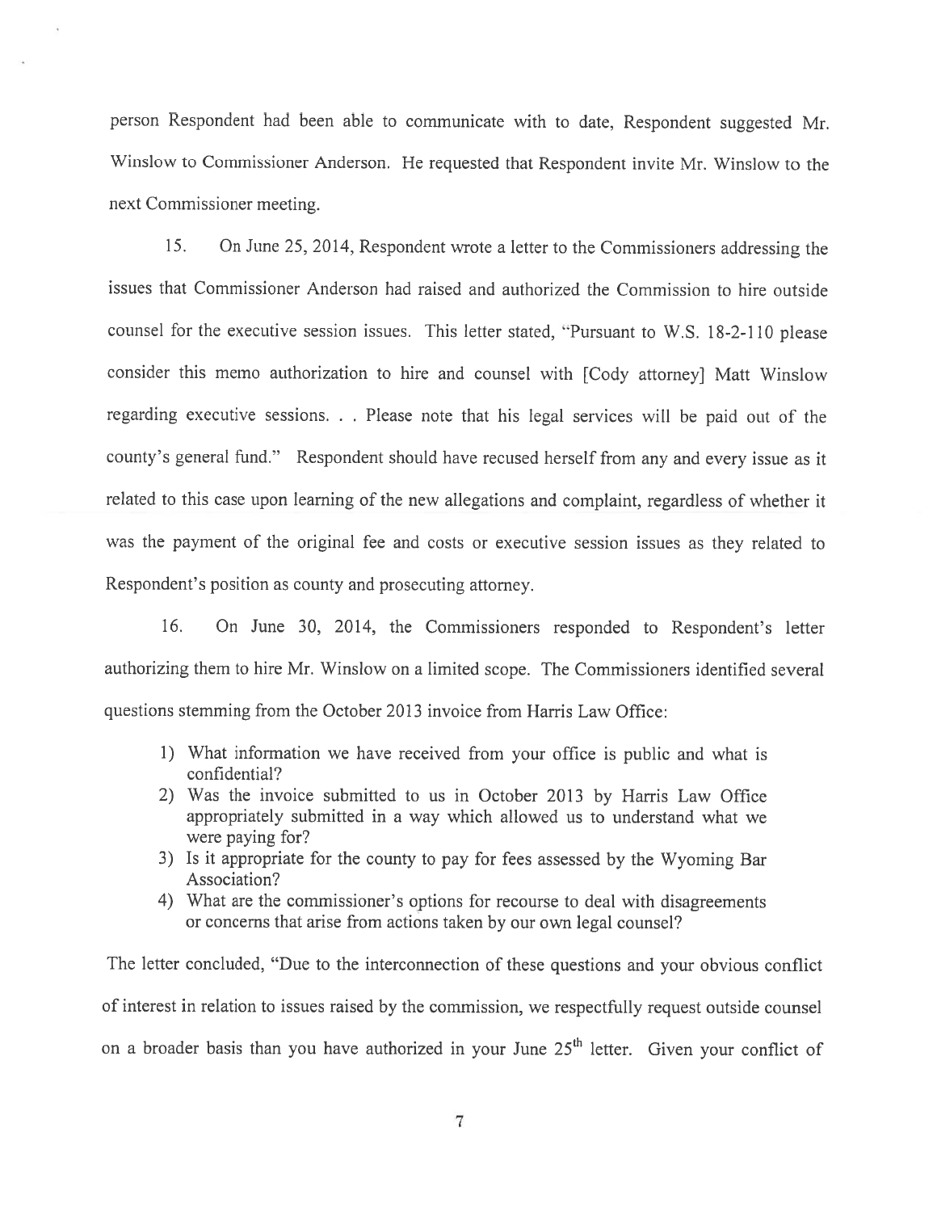person Respondent had been able to communicate with to date, Respondent suggested Mr. Winslow to Commissioner Anderson. He requested that Respondent invite Mr. Winslow to the next Commissioner meeting.

15. On June 25, 2014, Respondent wrote a letter to the Commissioners addressing the issues that Commissioner Anderson had raised and authorized the Commission to hire outside counsel for the executive session issues. This letter stated, "Pursuant to W.S. 18-2-110 please consider this memo authorization to hire and counsel with [Cody attorney] Matt Winslow regarding executive sessions. . . Please note that his legal services will be paid out of the county's general fund." Respondent should have recused herself from any and every issue as it related to this case upon learning of the new allegations and complaint, regardless of whether it was the payment of the original fee and costs or executive session issues as they related to Respondent's position as county and prosecuting attorney.

16. On June 30, 2014, the Commissioners responded to Respondent's letter authorizing them to hire Mr. Winslow on a limited scope. The Commissioners identified several questions stemming from the October 2013 invoice from Harris Law Office:

1) What information we have received from your office is public and what is confidential?
2) Was the invoice submitted to us in October 2013 by Harris Law Office appropriately submitted in a way which allowed us to understand what we were paying for?
3) Is it appropriate for the county to pay for fees assessed by the Wyoming Bar Association?
4) What are the commissioner's options for recourse to deal with disagreements or concerns that arise from actions taken by our own legal counsel?

The letter concluded, "Due to the interconnection of these questions and your obvious conflict of interest in relation to issues raised by the commission, we respectfully request outside counsel on a broader basis than you have authorized in your June 25th letter. Given your conflict of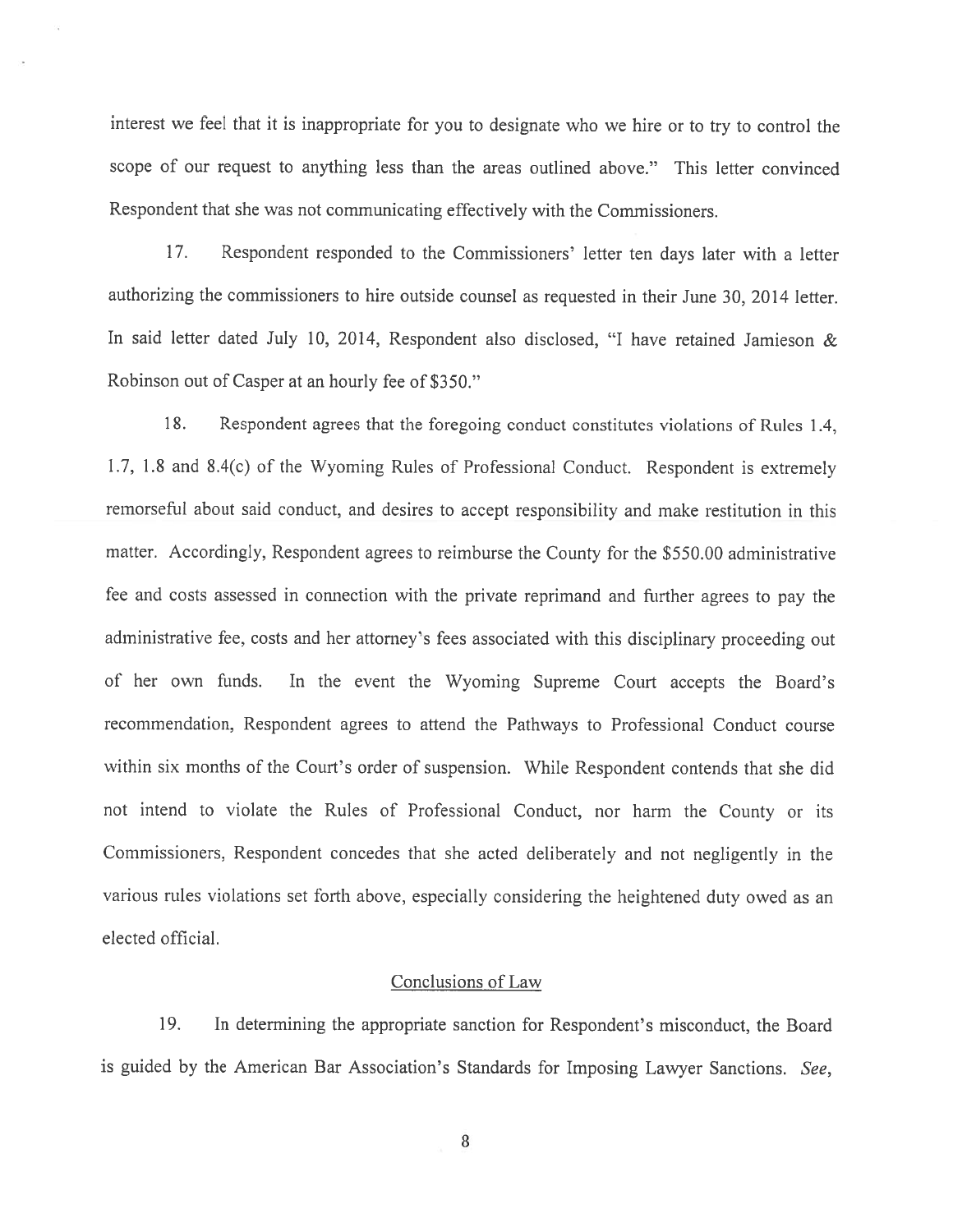interest we feel that it is inappropriate for you to designate who we hire or to try to control the scope of our request to anything less than the areas outlined above." This letter convinced Respondent that she was not communicating effectively with the Commissioners.

17. Respondent responded to the Commissioners' letter ten days later with a letter authorizing the commissioners to hire outside counsel as requested in their June 30, 2014 letter. In said letter dated July 10, 2014, Respondent also disclosed, "I have retained Jamieson & Robinson out of Casper at an hourly fee of $350."

18. Respondent agrees that the foregoing conduct constitutes violations of Rules 1.4, 1.7, 1.8 and 8.4(c) of the Wyoming Rules of Professional Conduct. Respondent is extremely remorseful about said conduct, and desires to accept responsibility and make restitution in this matter. Accordingly, Respondent agrees to reimburse the County for the $550.00 administrative fee and costs assessed in connection with the private reprimand and further agrees to pay the administrative fee, costs and her attorney's fees associated with this disciplinary proceeding out of her own funds. In the event the Wyoming Supreme Court accepts the Board's recommendation, Respondent agrees to attend the Pathways to Professional Conduct course within six months of the Court's order of suspension. While Respondent contends that she did not intend to violate the Rules of Professional Conduct, nor harm the County or its Commissioners, Respondent concedes that she acted deliberately and not negligently in the various rules violations set forth above, especially considering the heightened duty owed as an elected official.

## Conclusions of Law

19. In determining the appropriate sanction for Respondent's misconduct, the Board is guided by the American Bar Association's Standards for Imposing Lawyer Sanctions. *See*,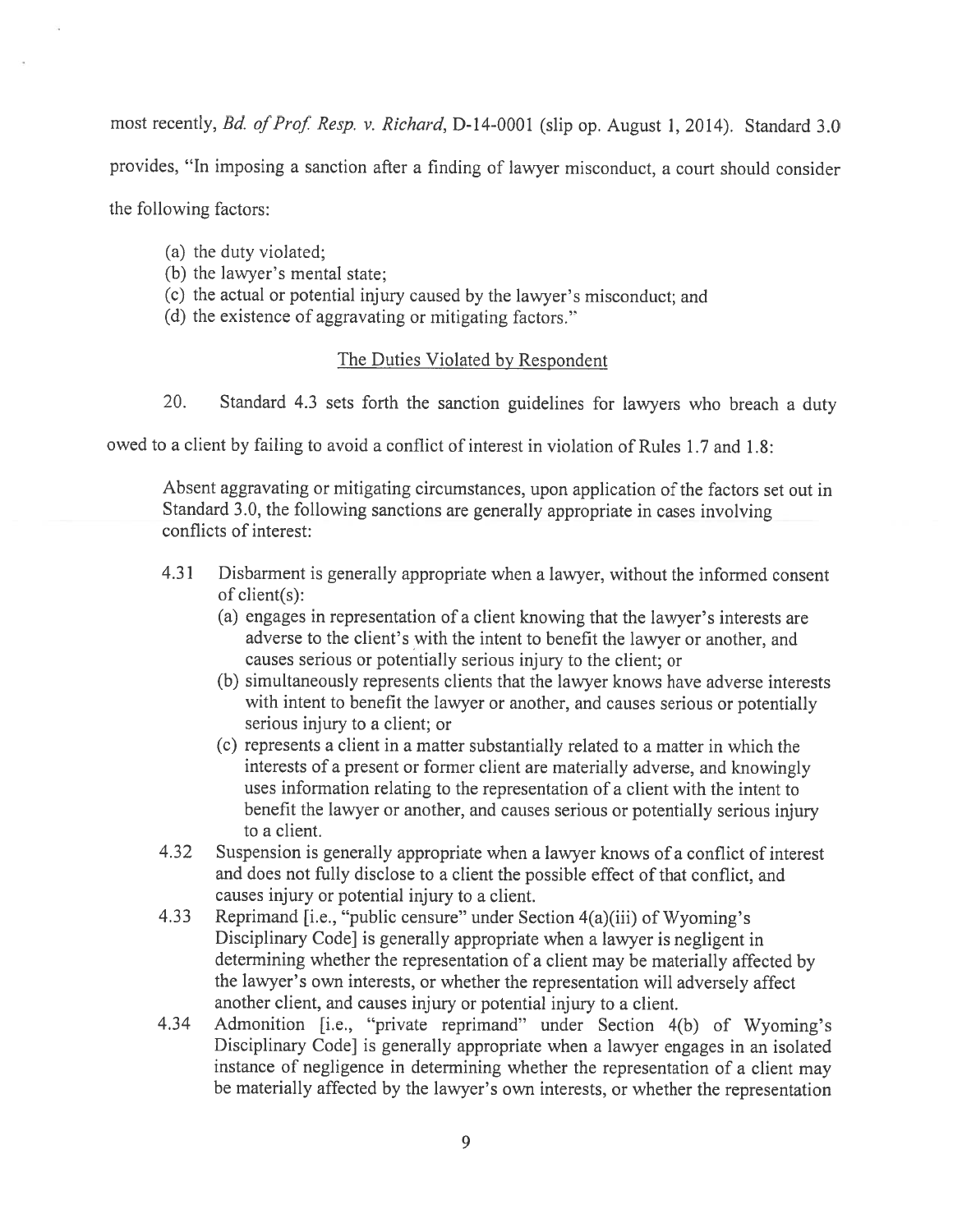most recently, *Bd. of Prof. Resp. v. Richard*, D-14-0001 (slip op. August 1, 2014). Standard 3.0 provides, "In imposing a sanction after a finding of lawyer misconduct, a court should consider the following factors:

(a) the duty violated;
(b) the lawyer's mental state;
(c) the actual or potential injury caused by the lawyer's misconduct; and
(d) the existence of aggravating or mitigating factors."

<u>The Duties Violated by Respondent</u>

20. Standard 4.3 sets forth the sanction guidelines for lawyers who breach a duty owed to a client by failing to avoid a conflict of interest in violation of Rules 1.7 and 1.8:

> Absent aggravating or mitigating circumstances, upon application of the factors set out in Standard 3.0, the following sanctions are generally appropriate in cases involving conflicts of interest:
>
> 4.31 Disbarment is generally appropriate when a lawyer, without the informed consent of client(s):
> (a) engages in representation of a client knowing that the lawyer's interests are adverse to the client's with the intent to benefit the lawyer or another, and causes serious or potentially serious injury to the client; or
> (b) simultaneously represents clients that the lawyer knows have adverse interests with intent to benefit the lawyer or another, and causes serious or potentially serious injury to a client; or
> (c) represents a client in a matter substantially related to a matter in which the interests of a present or former client are materially adverse, and knowingly uses information relating to the representation of a client with the intent to benefit the lawyer or another, and causes serious or potentially serious injury to a client.
>
> 4.32 Suspension is generally appropriate when a lawyer knows of a conflict of interest and does not fully disclose to a client the possible effect of that conflict, and causes injury or potential injury to a client.
>
> 4.33 Reprimand [i.e., "public censure" under Section 4(a)(iii) of Wyoming's Disciplinary Code] is generally appropriate when a lawyer is negligent in determining whether the representation of a client may be materially affected by the lawyer's own interests, or whether the representation will adversely affect another client, and causes injury or potential injury to a client.
>
> 4.34 Admonition [i.e., "private reprimand" under Section 4(b) of Wyoming's Disciplinary Code] is generally appropriate when a lawyer engages in an isolated instance of negligence in determining whether the representation of a client may be materially affected by the lawyer's own interests, or whether the representation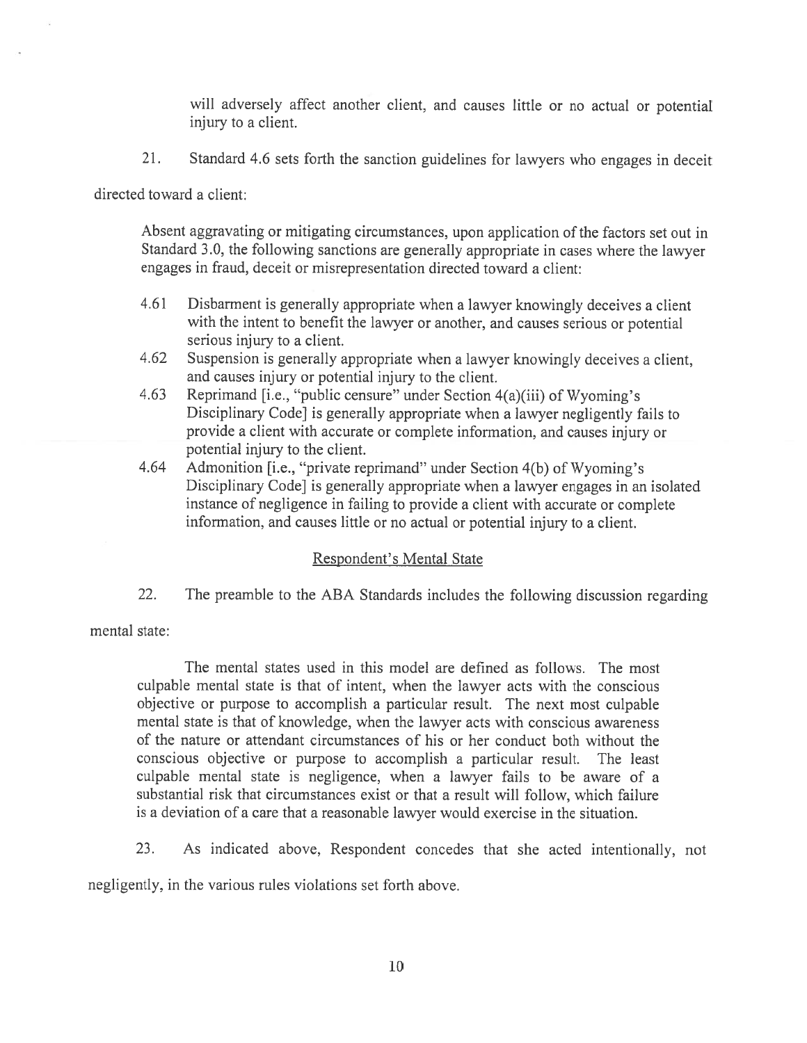will adversely affect another client, and causes little or no actual or potential injury to a client.

21. Standard 4.6 sets forth the sanction guidelines for lawyers who engages in deceit directed toward a client:

> Absent aggravating or mitigating circumstances, upon application of the factors set out in Standard 3.0, the following sanctions are generally appropriate in cases where the lawyer engages in fraud, deceit or misrepresentation directed toward a client:
>
> 4.61 Disbarment is generally appropriate when a lawyer knowingly deceives a client with the intent to benefit the lawyer or another, and causes serious or potential serious injury to a client.
>
> 4.62 Suspension is generally appropriate when a lawyer knowingly deceives a client, and causes injury or potential injury to the client.
>
> 4.63 Reprimand [i.e., "public censure" under Section 4(a)(iii) of Wyoming's Disciplinary Code] is generally appropriate when a lawyer negligently fails to provide a client with accurate or complete information, and causes injury or potential injury to the client.
>
> 4.64 Admonition [i.e., "private reprimand" under Section 4(b) of Wyoming's Disciplinary Code] is generally appropriate when a lawyer engages in an isolated instance of negligence in failing to provide a client with accurate or complete information, and causes little or no actual or potential injury to a client.

<u>Respondent's Mental State</u>

22. The preamble to the ABA Standards includes the following discussion regarding mental state:

> The mental states used in this model are defined as follows. The most culpable mental state is that of intent, when the lawyer acts with the conscious objective or purpose to accomplish a particular result. The next most culpable mental state is that of knowledge, when the lawyer acts with conscious awareness of the nature or attendant circumstances of his or her conduct both without the conscious objective or purpose to accomplish a particular result. The least culpable mental state is negligence, when a lawyer fails to be aware of a substantial risk that circumstances exist or that a result will follow, which failure is a deviation of a care that a reasonable lawyer would exercise in the situation.

23. As indicated above, Respondent concedes that she acted intentionally, not negligently, in the various rules violations set forth above.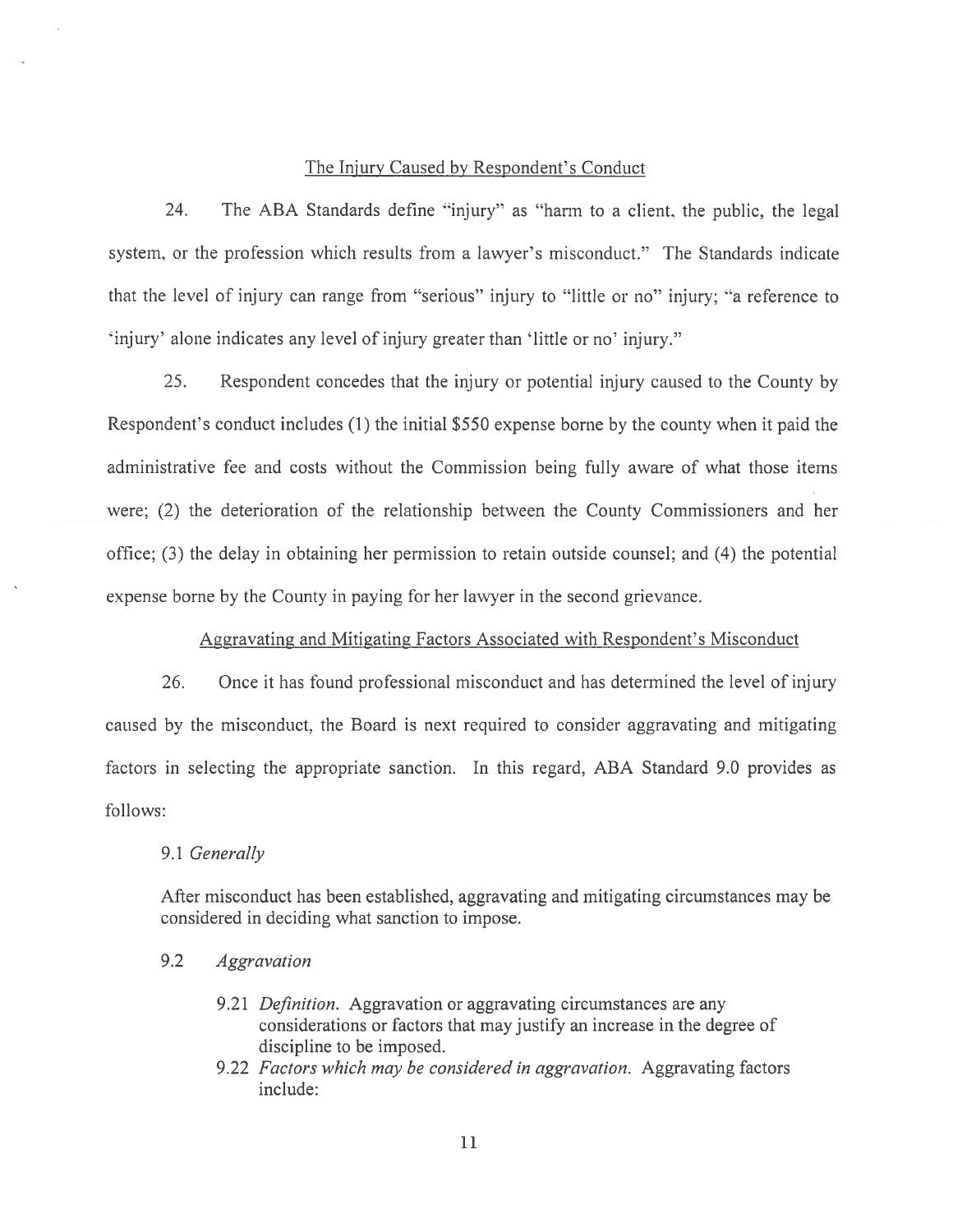## The Injury Caused by Respondent's Conduct

24. The ABA Standards define "injury" as "harm to a client, the public, the legal system, or the profession which results from a lawyer's misconduct." The Standards indicate that the level of injury can range from "serious" injury to "little or no" injury; "a reference to 'injury' alone indicates any level of injury greater than 'little or no' injury."

25. Respondent concedes that the injury or potential injury caused to the County by Respondent's conduct includes (1) the initial $550 expense borne by the county when it paid the administrative fee and costs without the Commission being fully aware of what those items were; (2) the deterioration of the relationship between the County Commissioners and her office; (3) the delay in obtaining her permission to retain outside counsel; and (4) the potential expense borne by the County in paying for her lawyer in the second grievance.

## Aggravating and Mitigating Factors Associated with Respondent's Misconduct

26. Once it has found professional misconduct and has determined the level of injury caused by the misconduct, the Board is next required to consider aggravating and mitigating factors in selecting the appropriate sanction. In this regard, ABA Standard 9.0 provides as follows:

9.1 *Generally*

After misconduct has been established, aggravating and mitigating circumstances may be considered in deciding what sanction to impose.

9.2 *Aggravation*

- 9.21 *Definition.* Aggravation or aggravating circumstances are any considerations or factors that may justify an increase in the degree of discipline to be imposed.
- 9.22 *Factors which may be considered in aggravation.* Aggravating factors include: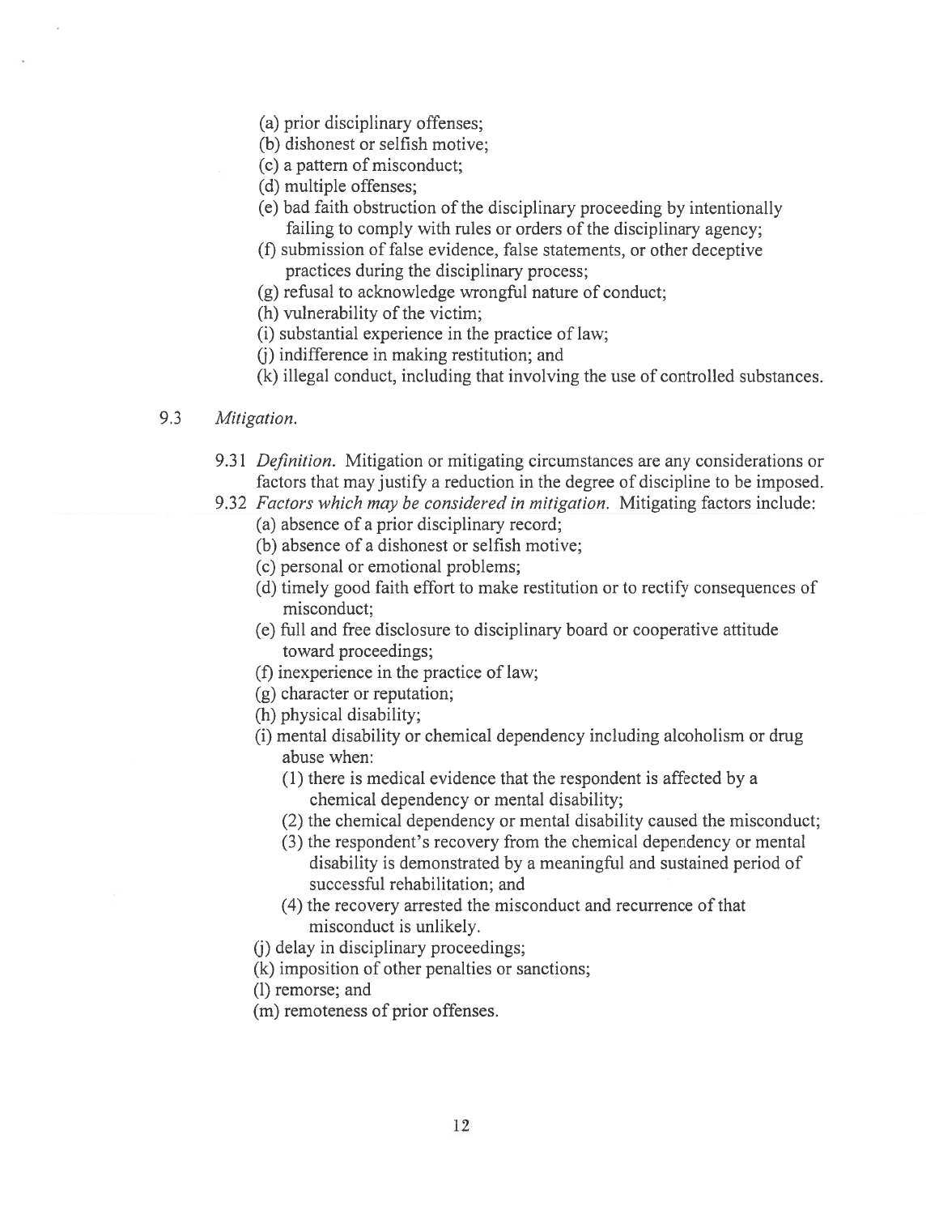(a) prior disciplinary offenses;
(b) dishonest or selfish motive;
(c) a pattern of misconduct;
(d) multiple offenses;
(e) bad faith obstruction of the disciplinary proceeding by intentionally failing to comply with rules or orders of the disciplinary agency;
(f) submission of false evidence, false statements, or other deceptive practices during the disciplinary process;
(g) refusal to acknowledge wrongful nature of conduct;
(h) vulnerability of the victim;
(i) substantial experience in the practice of law;
(j) indifference in making restitution; and
(k) illegal conduct, including that involving the use of controlled substances.

9.3 *Mitigation.*

9.31 *Definition.* Mitigation or mitigating circumstances are any considerations or factors that may justify a reduction in the degree of discipline to be imposed.

9.32 *Factors which may be considered in mitigation.* Mitigating factors include:

(a) absence of a prior disciplinary record;
(b) absence of a dishonest or selfish motive;
(c) personal or emotional problems;
(d) timely good faith effort to make restitution or to rectify consequences of misconduct;
(e) full and free disclosure to disciplinary board or cooperative attitude toward proceedings;
(f) inexperience in the practice of law;
(g) character or reputation;
(h) physical disability;
(i) mental disability or chemical dependency including alcoholism or drug abuse when:
  (1) there is medical evidence that the respondent is affected by a chemical dependency or mental disability;
  (2) the chemical dependency or mental disability caused the misconduct;
  (3) the respondent's recovery from the chemical dependency or mental disability is demonstrated by a meaningful and sustained period of successful rehabilitation; and
  (4) the recovery arrested the misconduct and recurrence of that misconduct is unlikely.
(j) delay in disciplinary proceedings;
(k) imposition of other penalties or sanctions;
(l) remorse; and
(m) remoteness of prior offenses.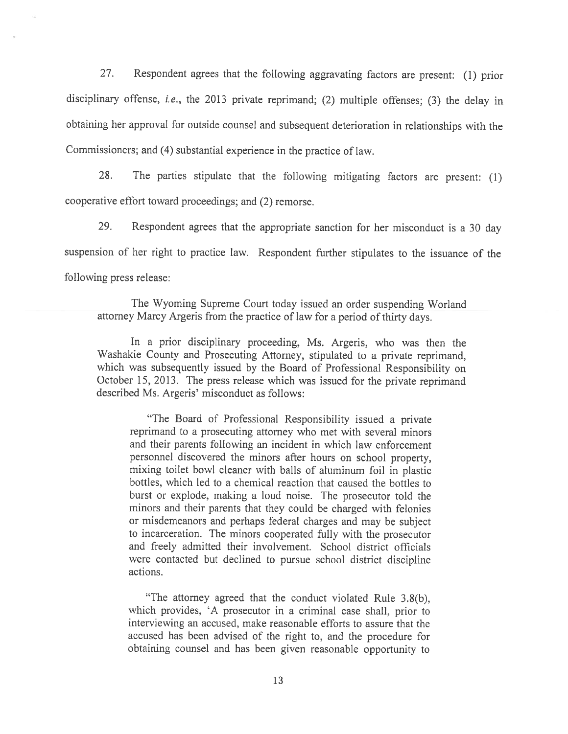27. Respondent agrees that the following aggravating factors are present: (1) prior disciplinary offense, *i.e.*, the 2013 private reprimand; (2) multiple offenses; (3) the delay in obtaining her approval for outside counsel and subsequent deterioration in relationships with the Commissioners; and (4) substantial experience in the practice of law.

28. The parties stipulate that the following mitigating factors are present: (1) cooperative effort toward proceedings; and (2) remorse.

29. Respondent agrees that the appropriate sanction for her misconduct is a 30 day suspension of her right to practice law. Respondent further stipulates to the issuance of the following press release:

> The Wyoming Supreme Court today issued an order suspending Worland attorney Marcy Argeris from the practice of law for a period of thirty days.
>
> In a prior disciplinary proceeding, Ms. Argeris, who was then the Washakie County and Prosecuting Attorney, stipulated to a private reprimand, which was subsequently issued by the Board of Professional Responsibility on October 15, 2013. The press release which was issued for the private reprimand described Ms. Argeris' misconduct as follows:
>
> > "The Board of Professional Responsibility issued a private reprimand to a prosecuting attorney who met with several minors and their parents following an incident in which law enforcement personnel discovered the minors after hours on school property, mixing toilet bowl cleaner with balls of aluminum foil in plastic bottles, which led to a chemical reaction that caused the bottles to burst or explode, making a loud noise. The prosecutor told the minors and their parents that they could be charged with felonies or misdemeanors and perhaps federal charges and may be subject to incarceration. The minors cooperated fully with the prosecutor and freely admitted their involvement. School district officials were contacted but declined to pursue school district discipline actions.
> >
> > "The attorney agreed that the conduct violated Rule 3.8(b), which provides, 'A prosecutor in a criminal case shall, prior to interviewing an accused, make reasonable efforts to assure that the accused has been advised of the right to, and the procedure for obtaining counsel and has been given reasonable opportunity to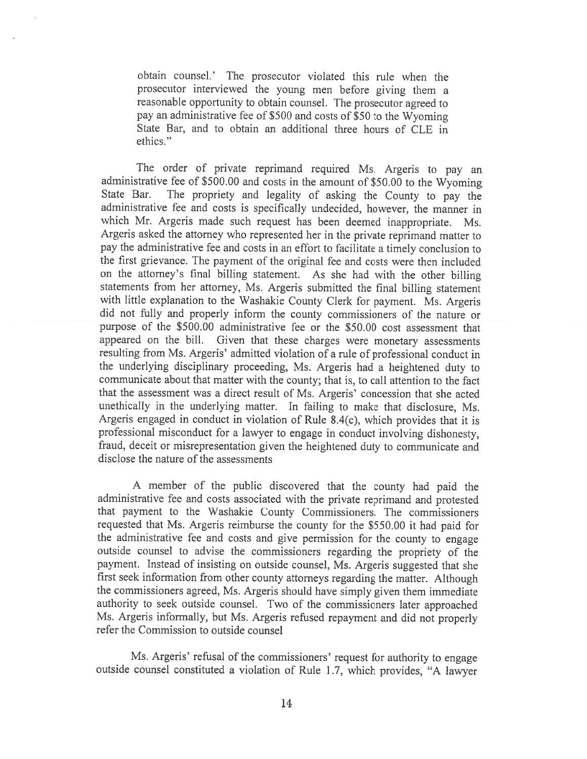obtain counsel.' The prosecutor violated this rule when the prosecutor interviewed the young men before giving them a reasonable opportunity to obtain counsel. The prosecutor agreed to pay an administrative fee of $500 and costs of $50 to the Wyoming State Bar, and to obtain an additional three hours of CLE in ethics."

The order of private reprimand required Ms. Argeris to pay an administrative fee of $500.00 and costs in the amount of $50.00 to the Wyoming State Bar. The propriety and legality of asking the County to pay the administrative fee and costs is specifically undecided, however, the manner in which Mr. Argeris made such request has been deemed inappropriate. Ms. Argeris asked the attorney who represented her in the private reprimand matter to pay the administrative fee and costs in an effort to facilitate a timely conclusion to the first grievance. The payment of the original fee and costs were then included on the attorney's final billing statement. As she had with the other billing statements from her attorney, Ms. Argeris submitted the final billing statement with little explanation to the Washakie County Clerk for payment. Ms. Argeris did not fully and properly inform the county commissioners of the nature or purpose of the $500.00 administrative fee or the $50.00 cost assessment that appeared on the bill. Given that these charges were monetary assessments resulting from Ms. Argeris' admitted violation of a rule of professional conduct in the underlying disciplinary proceeding, Ms. Argeris had a heightened duty to communicate about that matter with the county; that is, to call attention to the fact that the assessment was a direct result of Ms. Argeris' concession that she acted unethically in the underlying matter. In failing to make that disclosure, Ms. Argeris engaged in conduct in violation of Rule 8.4(c), which provides that it is professional misconduct for a lawyer to engage in conduct involving dishonesty, fraud, deceit or misrepresentation given the heightened duty to communicate and disclose the nature of the assessments

A member of the public discovered that the county had paid the administrative fee and costs associated with the private reprimand and protested that payment to the Washakie County Commissioners. The commissioners requested that Ms. Argeris reimburse the county for the $550.00 it had paid for the administrative fee and costs and give permission for the county to engage outside counsel to advise the commissioners regarding the propriety of the payment. Instead of insisting on outside counsel, Ms. Argeris suggested that she first seek information from other county attorneys regarding the matter. Although the commissioners agreed, Ms. Argeris should have simply given them immediate authority to seek outside counsel. Two of the commissioners later approached Ms. Argeris informally, but Ms. Argeris refused repayment and did not properly refer the Commission to outside counsel

Ms. Argeris' refusal of the commissioners' request for authority to engage outside counsel constituted a violation of Rule 1.7, which provides, "A lawyer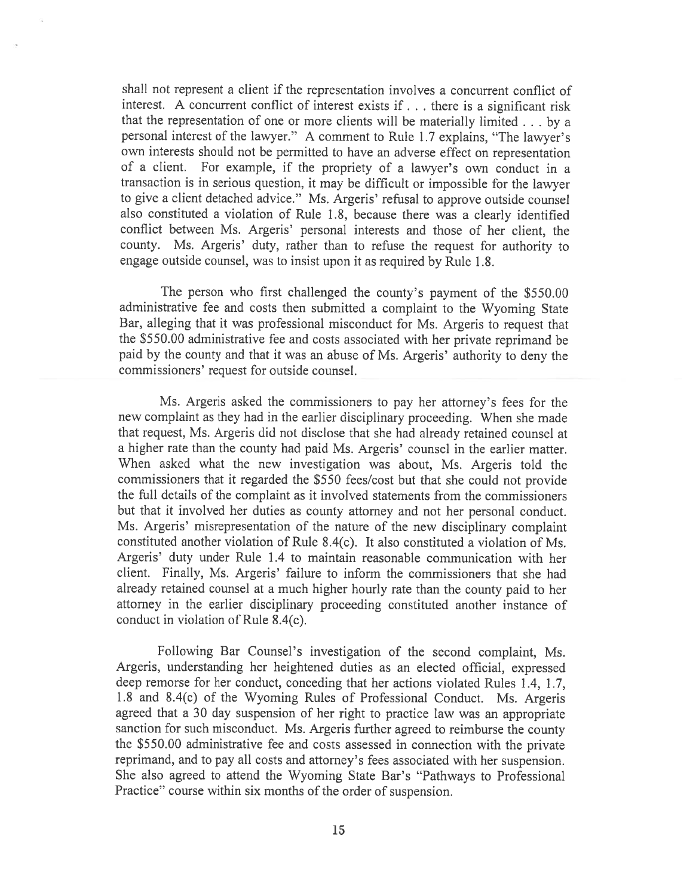shall not represent a client if the representation involves a concurrent conflict of interest. A concurrent conflict of interest exists if . . . there is a significant risk that the representation of one or more clients will be materially limited . . . by a personal interest of the lawyer." A comment to Rule 1.7 explains, "The lawyer's own interests should not be permitted to have an adverse effect on representation of a client. For example, if the propriety of a lawyer's own conduct in a transaction is in serious question, it may be difficult or impossible for the lawyer to give a client detached advice." Ms. Argeris' refusal to approve outside counsel also constituted a violation of Rule 1.8, because there was a clearly identified conflict between Ms. Argeris' personal interests and those of her client, the county. Ms. Argeris' duty, rather than to refuse the request for authority to engage outside counsel, was to insist upon it as required by Rule 1.8.

The person who first challenged the county's payment of the $550.00 administrative fee and costs then submitted a complaint to the Wyoming State Bar, alleging that it was professional misconduct for Ms. Argeris to request that the $550.00 administrative fee and costs associated with her private reprimand be paid by the county and that it was an abuse of Ms. Argeris' authority to deny the commissioners' request for outside counsel.

Ms. Argeris asked the commissioners to pay her attorney's fees for the new complaint as they had in the earlier disciplinary proceeding. When she made that request, Ms. Argeris did not disclose that she had already retained counsel at a higher rate than the county had paid Ms. Argeris' counsel in the earlier matter. When asked what the new investigation was about, Ms. Argeris told the commissioners that it regarded the $550 fees/cost but that she could not provide the full details of the complaint as it involved statements from the commissioners but that it involved her duties as county attorney and not her personal conduct. Ms. Argeris' misrepresentation of the nature of the new disciplinary complaint constituted another violation of Rule 8.4(c). It also constituted a violation of Ms. Argeris' duty under Rule 1.4 to maintain reasonable communication with her client. Finally, Ms. Argeris' failure to inform the commissioners that she had already retained counsel at a much higher hourly rate than the county paid to her attorney in the earlier disciplinary proceeding constituted another instance of conduct in violation of Rule 8.4(c).

Following Bar Counsel's investigation of the second complaint, Ms. Argeris, understanding her heightened duties as an elected official, expressed deep remorse for her conduct, conceding that her actions violated Rules 1.4, 1.7, 1.8 and 8.4(c) of the Wyoming Rules of Professional Conduct. Ms. Argeris agreed that a 30 day suspension of her right to practice law was an appropriate sanction for such misconduct. Ms. Argeris further agreed to reimburse the county the $550.00 administrative fee and costs assessed in connection with the private reprimand, and to pay all costs and attorney's fees associated with her suspension. She also agreed to attend the Wyoming State Bar's "Pathways to Professional Practice" course within six months of the order of suspension.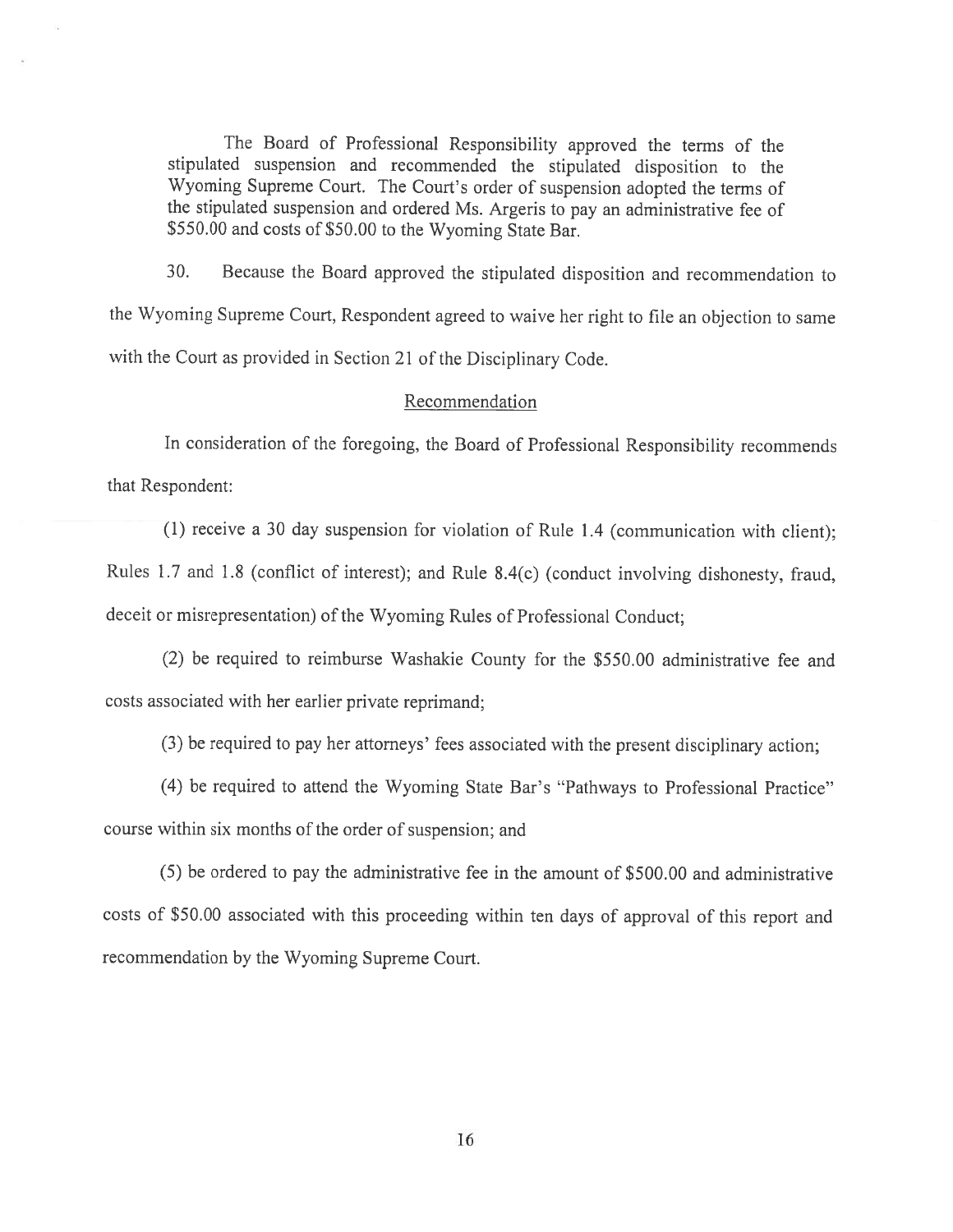The Board of Professional Responsibility approved the terms of the stipulated suspension and recommended the stipulated disposition to the Wyoming Supreme Court. The Court's order of suspension adopted the terms of the stipulated suspension and ordered Ms. Argeris to pay an administrative fee of \$550.00 and costs of \$50.00 to the Wyoming State Bar.

30. Because the Board approved the stipulated disposition and recommendation to the Wyoming Supreme Court, Respondent agreed to waive her right to file an objection to same with the Court as provided in Section 21 of the Disciplinary Code.

## Recommendation

In consideration of the foregoing, the Board of Professional Responsibility recommends that Respondent:

(1) receive a 30 day suspension for violation of Rule 1.4 (communication with client); Rules 1.7 and 1.8 (conflict of interest); and Rule 8.4(c) (conduct involving dishonesty, fraud, deceit or misrepresentation) of the Wyoming Rules of Professional Conduct;

(2) be required to reimburse Washakie County for the \$550.00 administrative fee and costs associated with her earlier private reprimand;

(3) be required to pay her attorneys' fees associated with the present disciplinary action;

(4) be required to attend the Wyoming State Bar's "Pathways to Professional Practice" course within six months of the order of suspension; and

(5) be ordered to pay the administrative fee in the amount of \$500.00 and administrative costs of \$50.00 associated with this proceeding within ten days of approval of this report and recommendation by the Wyoming Supreme Court.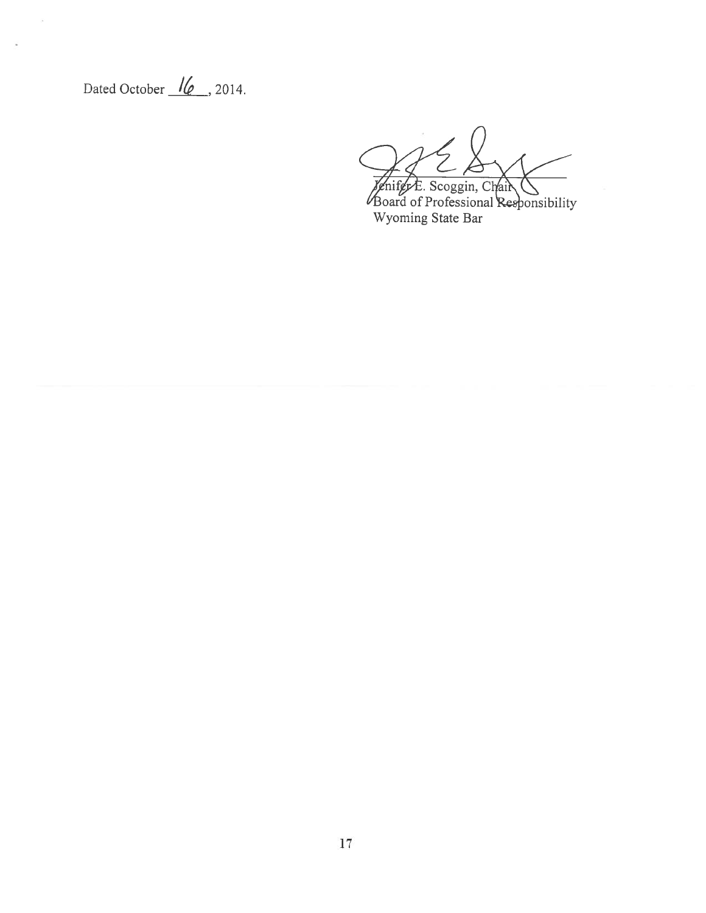Dated October 16, 2014.

Jenifer E. Scoggin, Chair
Board of Professional Responsibility
Wyoming State Bar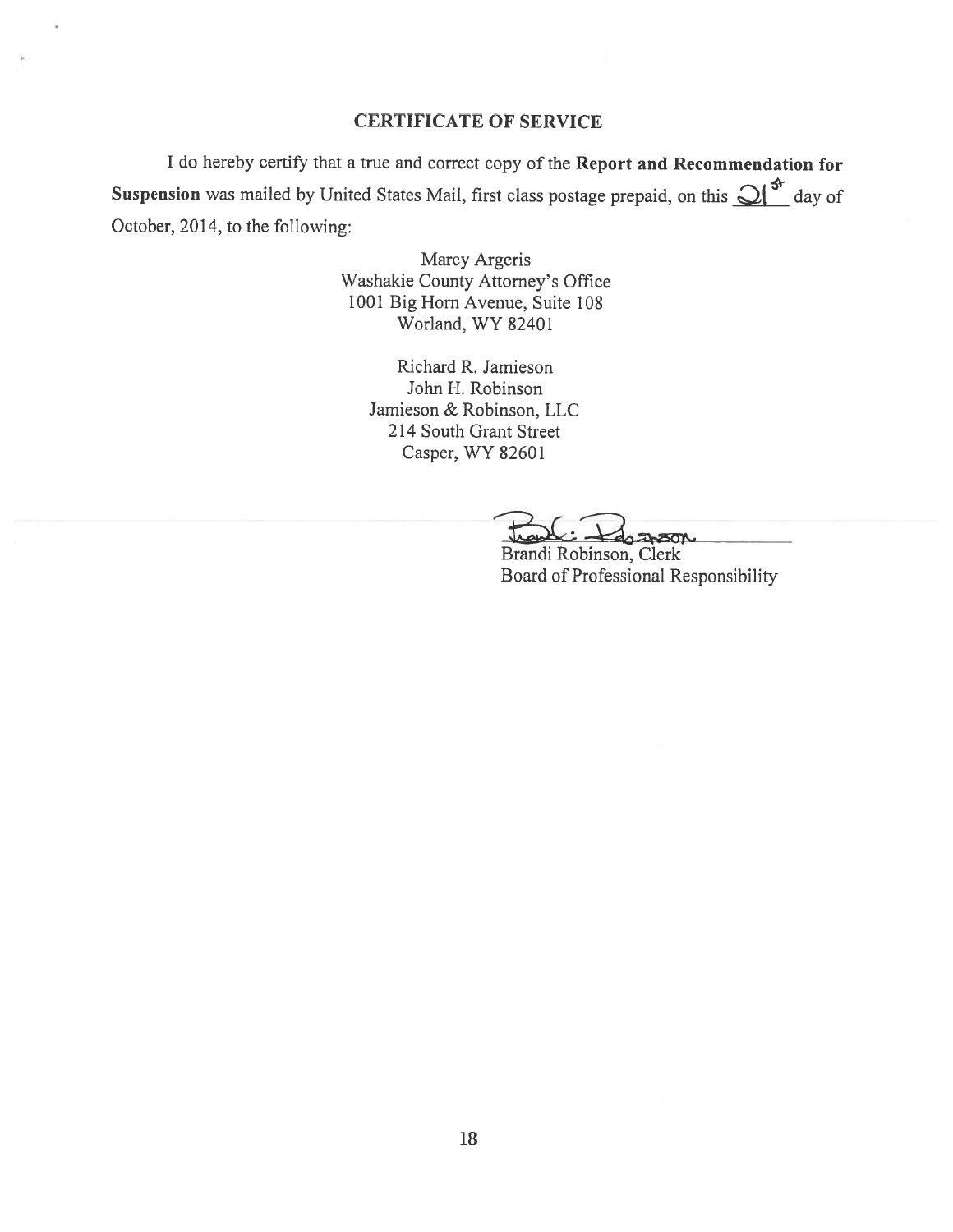## CERTIFICATE OF SERVICE

I do hereby certify that a true and correct copy of the **Report and Recommendation for Suspension** was mailed by United States Mail, first class postage prepaid, on this 21st day of October, 2014, to the following:

Marcy Argeris
Washakie County Attorney's Office
1001 Big Horn Avenue, Suite 108
Worland, WY 82401

Richard R. Jamieson
John H. Robinson
Jamieson & Robinson, LLC
214 South Grant Street
Casper, WY 82601

Brandi Robinson, Clerk
Board of Professional Responsibility